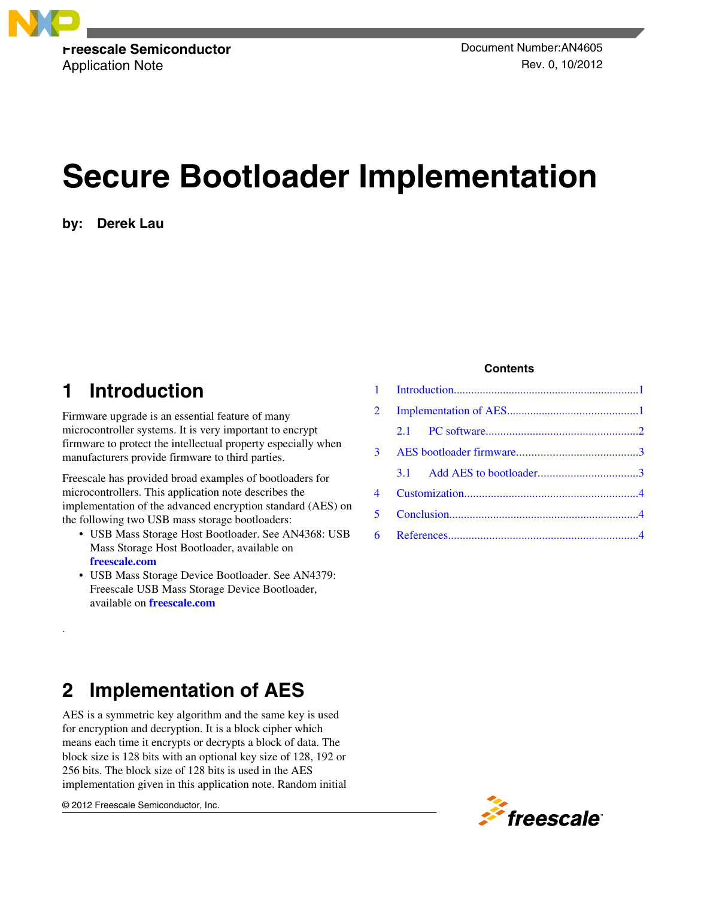Freescale Semiconductor
Application Note

Document Number:AN4605
Rev. 0, 10/2012

# Secure Bootloader Implementation

**by: Derek Lau**

**Contents**

| | | |
|---|---|---|
| 1 | Introduction | 1 |
| 2 | Implementation of AES | 1 |
| 2.1 | PC software | 2 |
| 3 | AES bootloader firmware | 3 |
| 3.1 | Add AES to bootloader | 3 |
| 4 | Customization | 4 |
| 5 | Conclusion | 4 |
| 6 | References | 4 |

## 1 Introduction

Firmware upgrade is an essential feature of many microcontroller systems. It is very important to encrypt firmware to protect the intellectual property especially when manufacturers provide firmware to third parties.

Freescale has provided broad examples of bootloaders for microcontrollers. This application note describes the implementation of the advanced encryption standard (AES) on the following two USB mass storage bootloaders:

- USB Mass Storage Host Bootloader. See AN4368: USB Mass Storage Host Bootloader, available on **freescale.com**
- USB Mass Storage Device Bootloader. See AN4379: Freescale USB Mass Storage Device Bootloader, available on **freescale.com**

.

## 2 Implementation of AES

AES is a symmetric key algorithm and the same key is used for encryption and decryption. It is a block cipher which means each time it encrypts or decrypts a block of data. The block size is 128 bits with an optional key size of 128, 192 or 256 bits. The block size of 128 bits is used in the AES implementation given in this application note. Random initial

© 2012 Freescale Semiconductor, Inc.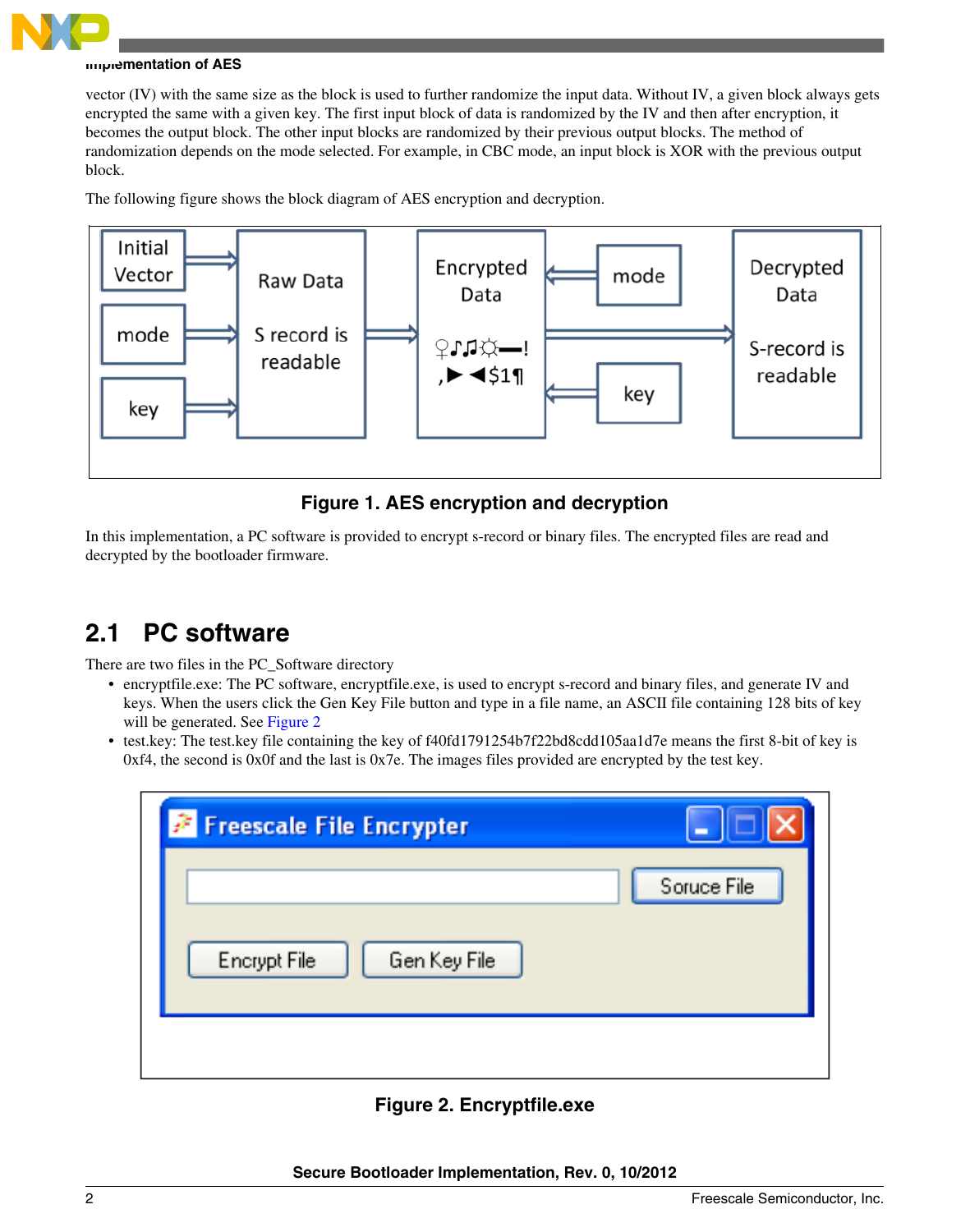vector (IV) with the same size as the block is used to further randomize the input data. Without IV, a given block always gets encrypted the same with a given key. The first input block of data is randomized by the IV and then after encryption, it becomes the output block. The other input blocks are randomized by their previous output blocks. The method of randomization depends on the mode selected. For example, in CBC mode, an input block is XOR with the previous output block.

The following figure shows the block diagram of AES encryption and decryption.

**Figure 1. AES encryption and decryption**

In this implementation, a PC software is provided to encrypt s-record or binary files. The encrypted files are read and decrypted by the bootloader firmware.

## 2.1 PC software

There are two files in the PC_Software directory

- encryptfile.exe: The PC software, encryptfile.exe, is used to encrypt s-record and binary files, and generate IV and keys. When the users click the Gen Key File button and type in a file name, an ASCII file containing 128 bits of key will be generated. See Figure 2
- test.key: The test.key file containing the key of f40fd1791254b7f22bd8cdd105aa1d7e means the first 8-bit of key is 0xf4, the second is 0x0f and the last is 0x7e. The images files provided are encrypted by the test key.

**Figure 2. Encryptfile.exe**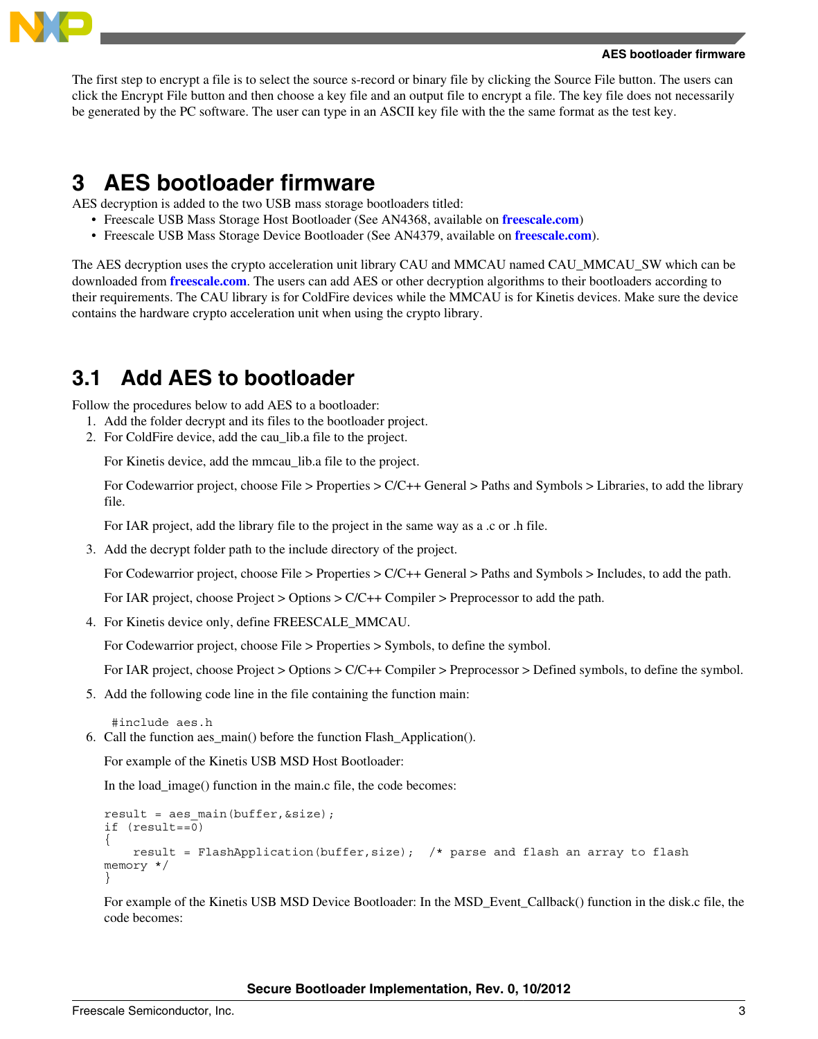The first step to encrypt a file is to select the source s-record or binary file by clicking the Source File button. The users can click the Encrypt File button and then choose a key file and an output file to encrypt a file. The key file does not necessarily be generated by the PC software. The user can type in an ASCII key file with the the same format as the test key.

# 3 AES bootloader firmware

AES decryption is added to the two USB mass storage bootloaders titled:

- Freescale USB Mass Storage Host Bootloader (See AN4368, available on **freescale.com**)
- Freescale USB Mass Storage Device Bootloader (See AN4379, available on **freescale.com**).

The AES decryption uses the crypto acceleration unit library CAU and MMCAU named CAU_MMCAU_SW which can be downloaded from **freescale.com**. The users can add AES or other decryption algorithms to their bootloaders according to their requirements. The CAU library is for ColdFire devices while the MMCAU is for Kinetis devices. Make sure the device contains the hardware crypto acceleration unit when using the crypto library.

## 3.1 Add AES to bootloader

Follow the procedures below to add AES to a bootloader:

1. Add the folder decrypt and its files to the bootloader project.
2. For ColdFire device, add the cau_lib.a file to the project.

   For Kinetis device, add the mmcau_lib.a file to the project.

   For Codewarrior project, choose File > Properties > C/C++ General > Paths and Symbols > Libraries, to add the library file.

   For IAR project, add the library file to the project in the same way as a .c or .h file.
3. Add the decrypt folder path to the include directory of the project.

   For Codewarrior project, choose File > Properties > C/C++ General > Paths and Symbols > Includes, to add the path.

   For IAR project, choose Project > Options > C/C++ Compiler > Preprocessor to add the path.
4. For Kinetis device only, define FREESCALE_MMCAU.

   For Codewarrior project, choose File > Properties > Symbols, to define the symbol.

   For IAR project, choose Project > Options > C/C++ Compiler > Preprocessor > Defined symbols, to define the symbol.
5. Add the following code line in the file containing the function main:

   ```
   #include aes.h
   ```
6. Call the function aes_main() before the function Flash_Application().

   For example of the Kinetis USB MSD Host Bootloader:

   In the load_image() function in the main.c file, the code becomes:

   ```
   result = aes_main(buffer,&size);
   if (result==0)
   {
       result = FlashApplication(buffer,size);  /* parse and flash an array to flash
   memory */
   }
   ```

   For example of the Kinetis USB MSD Device Bootloader: In the MSD_Event_Callback() function in the disk.c file, the code becomes: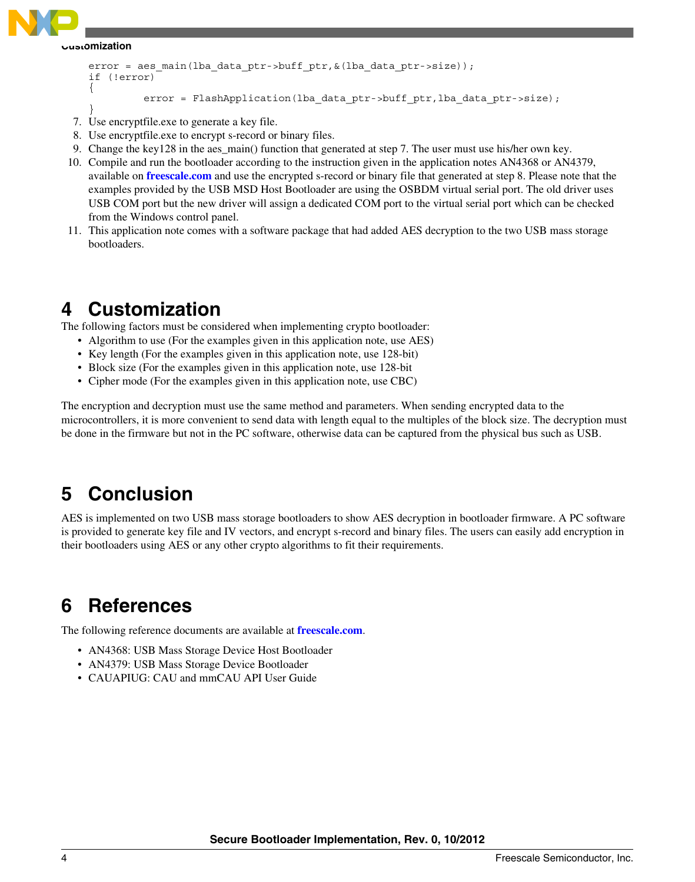```
error = aes_main(lba_data_ptr->buff_ptr,&(lba_data_ptr->size));
if (!error)
{
        error = FlashApplication(lba_data_ptr->buff_ptr,lba_data_ptr->size);
}
```

7. Use encryptfile.exe to generate a key file.
8. Use encryptfile.exe to encrypt s-record or binary files.
9. Change the key128 in the aes_main() function that generated at step 7. The user must use his/her own key.
10. Compile and run the bootloader according to the instruction given in the application notes AN4368 or AN4379, available on **freescale.com** and use the encrypted s-record or binary file that generated at step 8. Please note that the examples provided by the USB MSD Host Bootloader are using the OSBDM virtual serial port. The old driver uses USB COM port but the new driver will assign a dedicated COM port to the virtual serial port which can be checked from the Windows control panel.
11. This application note comes with a software package that had added AES decryption to the two USB mass storage bootloaders.

# 4 Customization

The following factors must be considered when implementing crypto bootloader:

- Algorithm to use (For the examples given in this application note, use AES)
- Key length (For the examples given in this application note, use 128-bit)
- Block size (For the examples given in this application note, use 128-bit
- Cipher mode (For the examples given in this application note, use CBC)

The encryption and decryption must use the same method and parameters. When sending encrypted data to the microcontrollers, it is more convenient to send data with length equal to the multiples of the block size. The decryption must be done in the firmware but not in the PC software, otherwise data can be captured from the physical bus such as USB.

# 5 Conclusion

AES is implemented on two USB mass storage bootloaders to show AES decryption in bootloader firmware. A PC software is provided to generate key file and IV vectors, and encrypt s-record and binary files. The users can easily add encryption in their bootloaders using AES or any other crypto algorithms to fit their requirements.

# 6 References

The following reference documents are available at **freescale.com**.

- AN4368: USB Mass Storage Device Host Bootloader
- AN4379: USB Mass Storage Device Bootloader
- CAUAPIUG: CAU and mmCAU API User Guide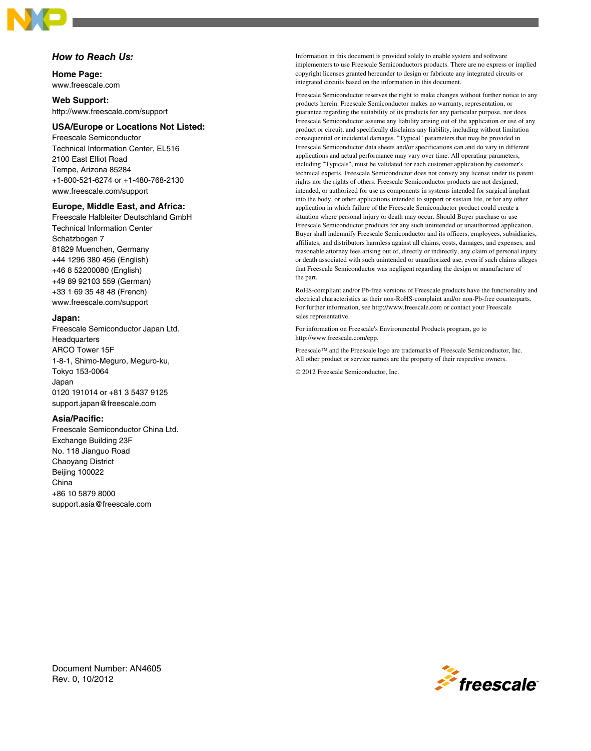## *How to Reach Us:*

**Home Page:**
www.freescale.com

**Web Support:**
http://www.freescale.com/support

**USA/Europe or Locations Not Listed:**
Freescale Semiconductor
Technical Information Center, EL516
2100 East Elliot Road
Tempe, Arizona 85284
+1-800-521-6274 or +1-480-768-2130
www.freescale.com/support

**Europe, Middle East, and Africa:**
Freescale Halbleiter Deutschland GmbH
Technical Information Center
Schatzbogen 7
81829 Muenchen, Germany
+44 1296 380 456 (English)
+46 8 52200080 (English)
+49 89 92103 559 (German)
+33 1 69 35 48 48 (French)
www.freescale.com/support

**Japan:**
Freescale Semiconductor Japan Ltd.
Headquarters
ARCO Tower 15F
1-8-1, Shimo-Meguro, Meguro-ku,
Tokyo 153-0064
Japan
0120 191014 or +81 3 5437 9125
support.japan@freescale.com

**Asia/Pacific:**
Freescale Semiconductor China Ltd.
Exchange Building 23F
No. 118 Jianguo Road
Chaoyang District
Beijing 100022
China
+86 10 5879 8000
support.asia@freescale.com

Information in this document is provided solely to enable system and software implementers to use Freescale Semiconductors products. There are no express or implied copyright licenses granted hereunder to design or fabricate any integrated circuits or integrated circuits based on the information in this document.

Freescale Semiconductor reserves the right to make changes without further notice to any products herein. Freescale Semiconductor makes no warranty, representation, or guarantee regarding the suitability of its products for any particular purpose, nor does Freescale Semiconductor assume any liability arising out of the application or use of any product or circuit, and specifically disclaims any liability, including without limitation consequential or incidental damages. "Typical" parameters that may be provided in Freescale Semiconductor data sheets and/or specifications can and do vary in different applications and actual performance may vary over time. All operating parameters, including "Typicals", must be validated for each customer application by customer's technical experts. Freescale Semiconductor does not convey any license under its patent rights nor the rights of others. Freescale Semiconductor products are not designed, intended, or authorized for use as components in systems intended for surgical implant into the body, or other applications intended to support or sustain life, or for any other application in which failure of the Freescale Semiconductor product could create a situation where personal injury or death may occur. Should Buyer purchase or use Freescale Semiconductor products for any such unintended or unauthorized application, Buyer shall indemnify Freescale Semiconductor and its officers, employees, subsidiaries, affiliates, and distributors harmless against all claims, costs, damages, and expenses, and reasonable attorney fees arising out of, directly or indirectly, any claim of personal injury or death associated with such unintended or unauthorized use, even if such claims alleges that Freescale Semiconductor was negligent regarding the design or manufacture of the part.

RoHS-compliant and/or Pb-free versions of Freescale products have the functionality and electrical characteristics as their non-RoHS-complaint and/or non-Pb-free counterparts. For further information, see http://www.freescale.com or contact your Freescale sales representative.

For information on Freescale's Environmental Products program, go to http://www.freescale.com/epp.

Freescale™ and the Freescale logo are trademarks of Freescale Semiconductor, Inc. All other product or service names are the property of their respective owners.

© 2012 Freescale Semiconductor, Inc.

Document Number: AN4605
Rev. 0, 10/2012